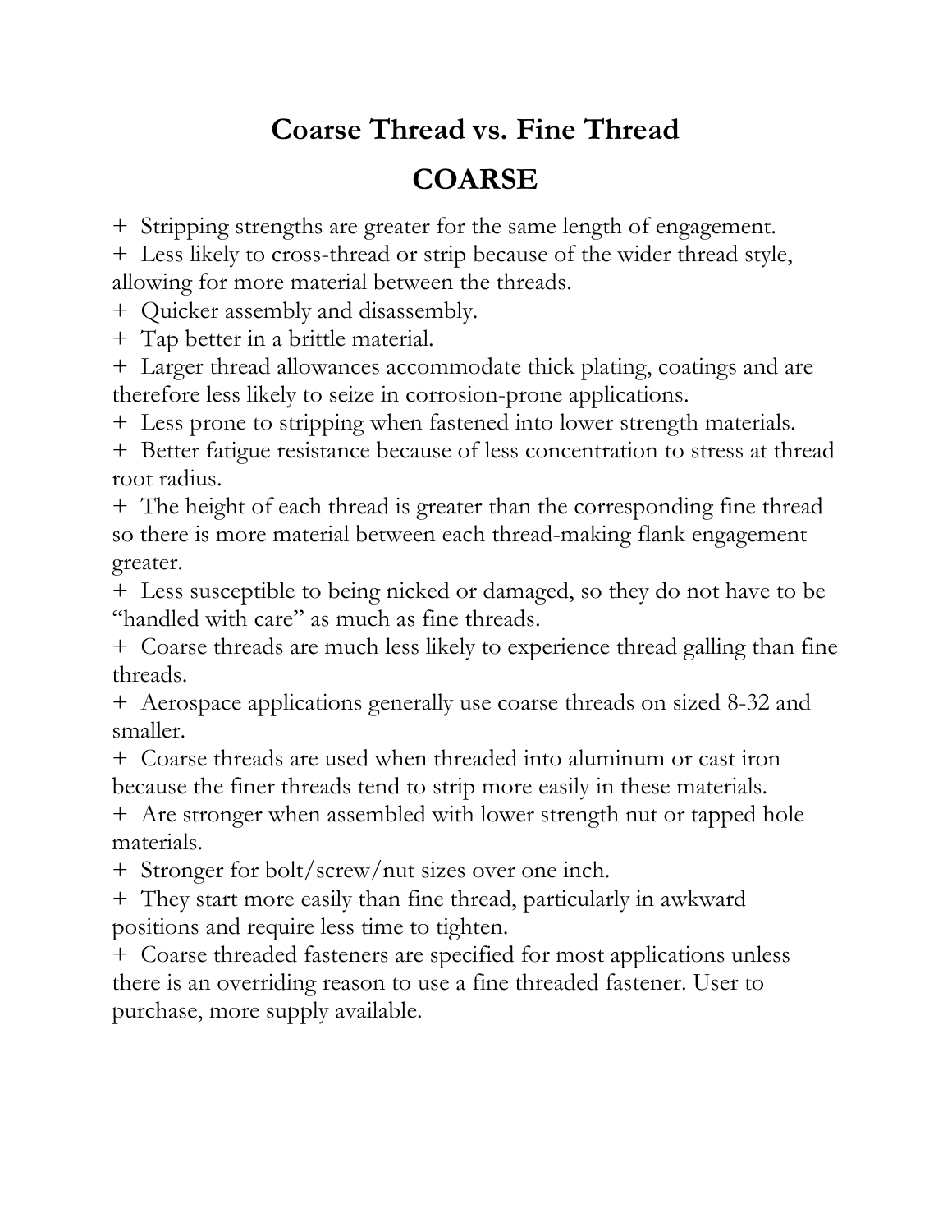# Coarse Thread vs. Fine Thread

## COARSE

+ Stripping strengths are greater for the same length of engagement.
+ Less likely to cross-thread or strip because of the wider thread style, allowing for more material between the threads.
+ Quicker assembly and disassembly.
+ Tap better in a brittle material.
+ Larger thread allowances accommodate thick plating, coatings and are therefore less likely to seize in corrosion-prone applications.
+ Less prone to stripping when fastened into lower strength materials.
+ Better fatigue resistance because of less concentration to stress at thread root radius.
+ The height of each thread is greater than the corresponding fine thread so there is more material between each thread-making flank engagement greater.
+ Less susceptible to being nicked or damaged, so they do not have to be "handled with care" as much as fine threads.
+ Coarse threads are much less likely to experience thread galling than fine threads.
+ Aerospace applications generally use coarse threads on sized 8-32 and smaller.
+ Coarse threads are used when threaded into aluminum or cast iron because the finer threads tend to strip more easily in these materials.
+ Are stronger when assembled with lower strength nut or tapped hole materials.
+ Stronger for bolt/screw/nut sizes over one inch.
+ They start more easily than fine thread, particularly in awkward positions and require less time to tighten.
+ Coarse threaded fasteners are specified for most applications unless there is an overriding reason to use a fine threaded fastener. User to purchase, more supply available.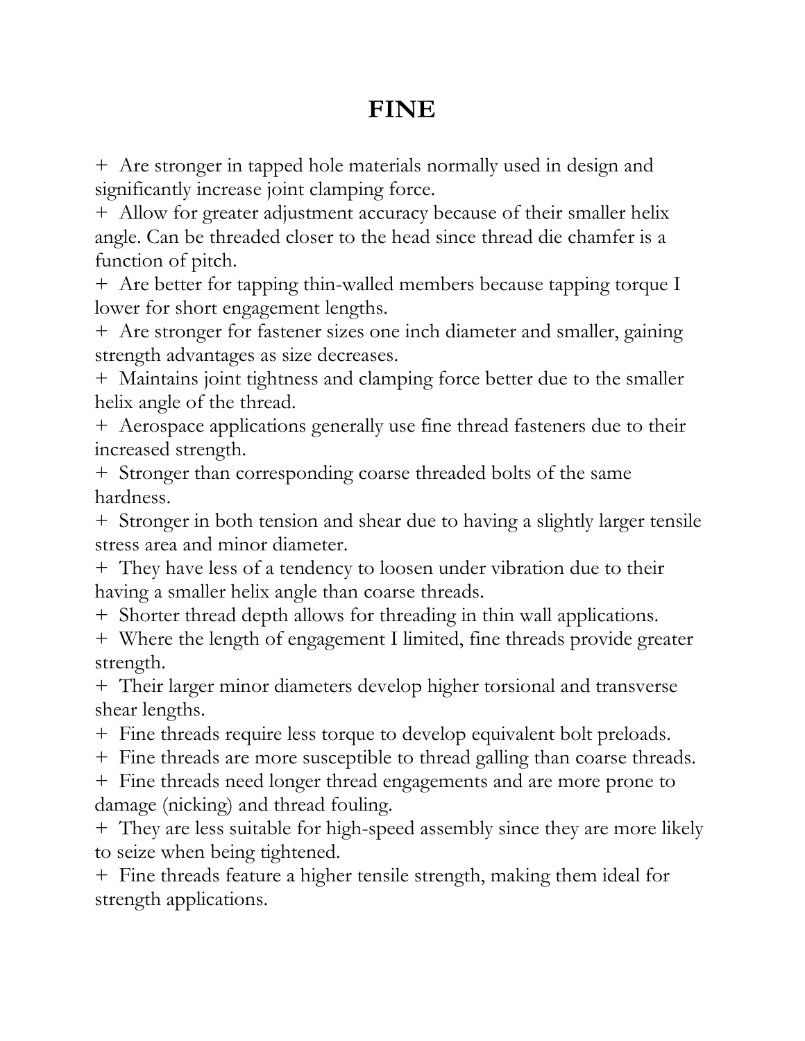# FINE

- Are stronger in tapped hole materials normally used in design and significantly increase joint clamping force.
- Allow for greater adjustment accuracy because of their smaller helix angle. Can be threaded closer to the head since thread die chamfer is a function of pitch.
- Are better for tapping thin-walled members because tapping torque I lower for short engagement lengths.
- Are stronger for fastener sizes one inch diameter and smaller, gaining strength advantages as size decreases.
- Maintains joint tightness and clamping force better due to the smaller helix angle of the thread.
- Aerospace applications generally use fine thread fasteners due to their increased strength.
- Stronger than corresponding coarse threaded bolts of the same hardness.
- Stronger in both tension and shear due to having a slightly larger tensile stress area and minor diameter.
- They have less of a tendency to loosen under vibration due to their having a smaller helix angle than coarse threads.
- Shorter thread depth allows for threading in thin wall applications.
- Where the length of engagement I limited, fine threads provide greater strength.
- Their larger minor diameters develop higher torsional and transverse shear lengths.
- Fine threads require less torque to develop equivalent bolt preloads.
- Fine threads are more susceptible to thread galling than coarse threads.
- Fine threads need longer thread engagements and are more prone to damage (nicking) and thread fouling.
- They are less suitable for high-speed assembly since they are more likely to seize when being tightened.
- Fine threads feature a higher tensile strength, making them ideal for strength applications.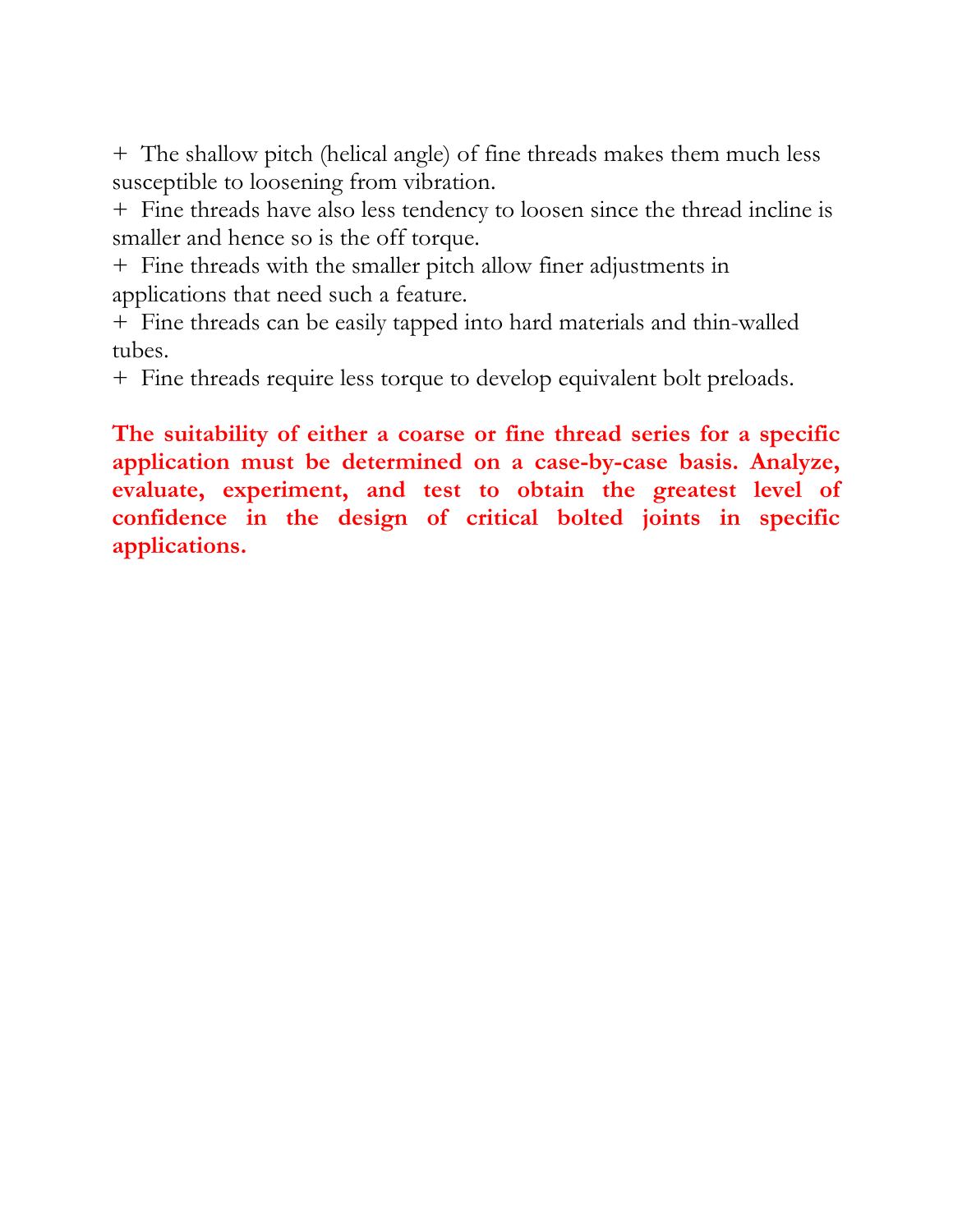+ The shallow pitch (helical angle) of fine threads makes them much less susceptible to loosening from vibration.
+ Fine threads have also less tendency to loosen since the thread incline is smaller and hence so is the off torque.
+ Fine threads with the smaller pitch allow finer adjustments in applications that need such a feature.
+ Fine threads can be easily tapped into hard materials and thin-walled tubes.
+ Fine threads require less torque to develop equivalent bolt preloads.

**The suitability of either a coarse or fine thread series for a specific application must be determined on a case-by-case basis. Analyze, evaluate, experiment, and test to obtain the greatest level of confidence in the design of critical bolted joints in specific applications.**